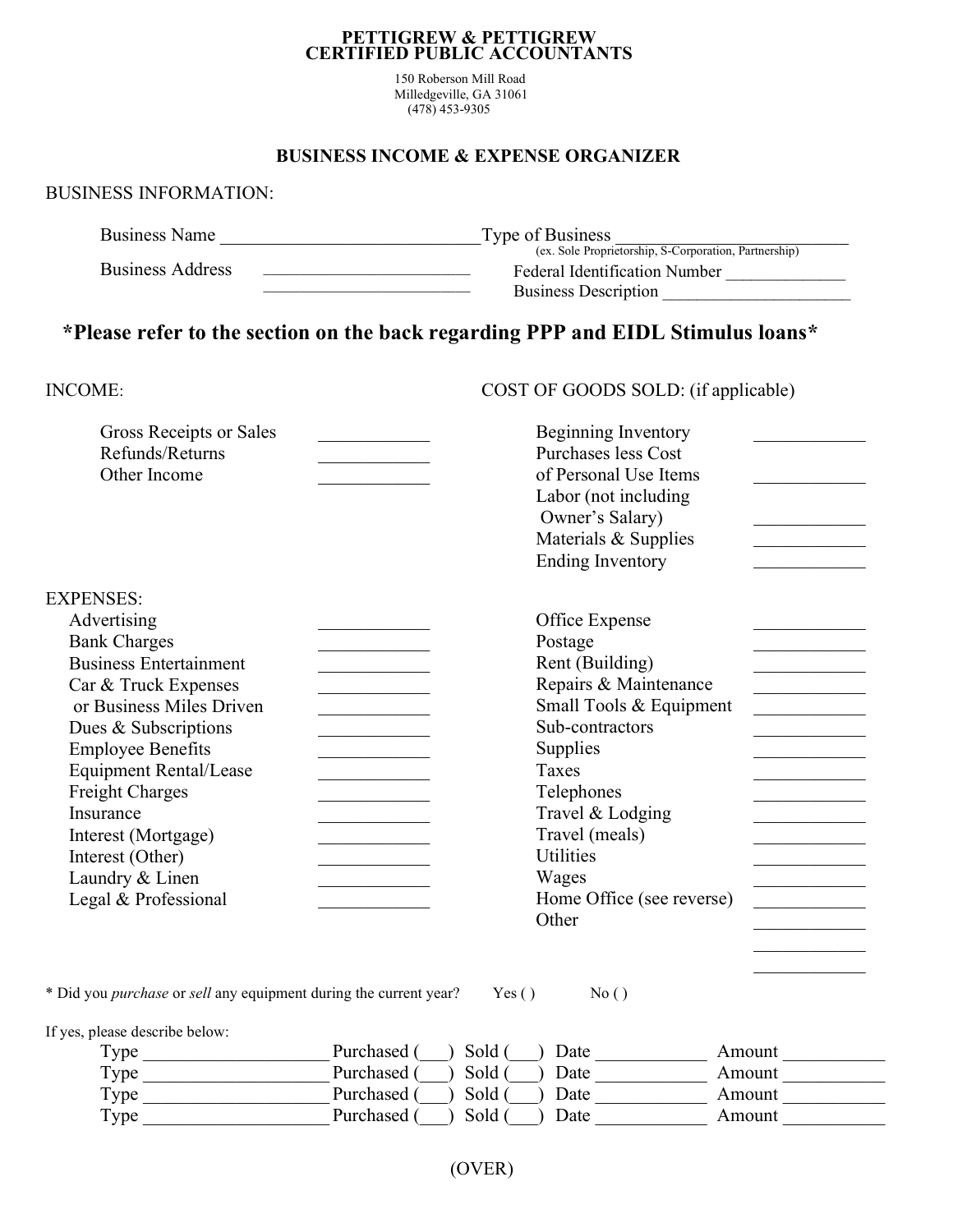# PETTIGREW & PETTIGREW
# CERTIFIED PUBLIC ACCOUNTANTS

150 Roberson Mill Road
Milledgeville, GA 31061
(478) 453-9305

## BUSINESS INCOME & EXPENSE ORGANIZER

BUSINESS INFORMATION:

Business Name ____________________________ Type of Business ________________________
(ex. Sole Proprietorship, S-Corporation, Partnership)

Business Address ________________________ Federal Identification Number _____________
________________________ Business Description ______________________

**\*Please refer to the section on the back regarding PPP and EIDL Stimulus loans\***

INCOME:

| | |
|---|---|
| Gross Receipts or Sales | ____________ |
| Refunds/Returns | ____________ |
| Other Income | ____________ |

COST OF GOODS SOLD: (if applicable)

| | |
|---|---|
| Beginning Inventory | ____________ |
| Purchases less Cost of Personal Use Items | ____________ |
| Labor (not including Owner's Salary) | ____________ |
| Materials & Supplies | ____________ |
| Ending Inventory | ____________ |

EXPENSES:

| | | | |
|---|---|---|---|
| Advertising | ____________ | Office Expense | ____________ |
| Bank Charges | ____________ | Postage | ____________ |
| Business Entertainment | ____________ | Rent (Building) | ____________ |
| Car & Truck Expenses | ____________ | Repairs & Maintenance | ____________ |
| or Business Miles Driven | ____________ | Small Tools & Equipment | ____________ |
| Dues & Subscriptions | ____________ | Sub-contractors | ____________ |
| Employee Benefits | ____________ | Supplies | ____________ |
| Equipment Rental/Lease | ____________ | Taxes | ____________ |
| Freight Charges | ____________ | Telephones | ____________ |
| Insurance | ____________ | Travel & Lodging | ____________ |
| Interest (Mortgage) | ____________ | Travel (meals) | ____________ |
| Interest (Other) | ____________ | Utilities | ____________ |
| Laundry & Linen | ____________ | Wages | ____________ |
| Legal & Professional | ____________ | Home Office (see reverse) | ____________ |
| | | Other | ____________ |
| | | | ____________ |
| | | | ____________ |

\* Did you *purchase* or *sell* any equipment during the current year? Yes ( ) No ( )

If yes, please describe below:

Type ___________________ Purchased (___) Sold (___) Date ____________ Amount ___________
Type ___________________ Purchased (___) Sold (___) Date ____________ Amount ___________
Type ___________________ Purchased (___) Sold (___) Date ____________ Amount ___________
Type ___________________ Purchased (___) Sold (___) Date ____________ Amount ___________

(OVER)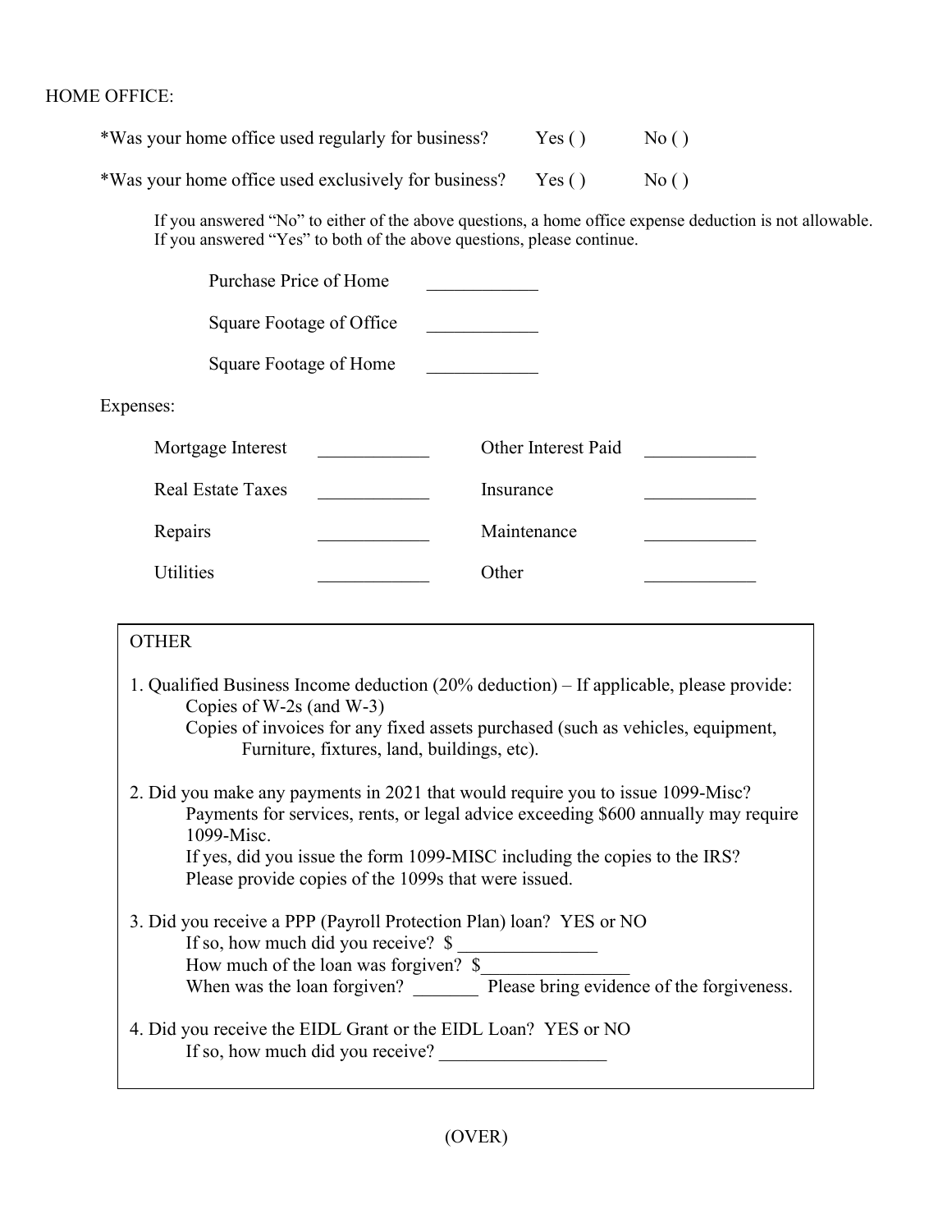## HOME OFFICE:

*Was your home office used regularly for business? Yes ( ) No ( )

*Was your home office used exclusively for business? Yes ( ) No ( )

If you answered "No" to either of the above questions, a home office expense deduction is not allowable.
If you answered "Yes" to both of the above questions, please continue.

Purchase Price of Home ____________

Square Footage of Office ____________

Square Footage of Home ____________

Expenses:

| | | | |
|---|---|---|---|
| Mortgage Interest | ____________ | Other Interest Paid | ____________ |
| Real Estate Taxes | ____________ | Insurance | ____________ |
| Repairs | ____________ | Maintenance | ____________ |
| Utilities | ____________ | Other | ____________ |

## OTHER

1. Qualified Business Income deduction (20% deduction) – If applicable, please provide:
   Copies of W-2s (and W-3)
   Copies of invoices for any fixed assets purchased (such as vehicles, equipment, Furniture, fixtures, land, buildings, etc).

2. Did you make any payments in 2021 that would require you to issue 1099-Misc?
   Payments for services, rents, or legal advice exceeding $600 annually may require 1099-Misc.
   If yes, did you issue the form 1099-MISC including the copies to the IRS?
   Please provide copies of the 1099s that were issued.

3. Did you receive a PPP (Payroll Protection Plan) loan? YES or NO
   If so, how much did you receive? $ _______________
   How much of the loan was forgiven? $_______________
   When was the loan forgiven? _______ Please bring evidence of the forgiveness.

4. Did you receive the EIDL Grant or the EIDL Loan? YES or NO
   If so, how much did you receive? _________________

(OVER)